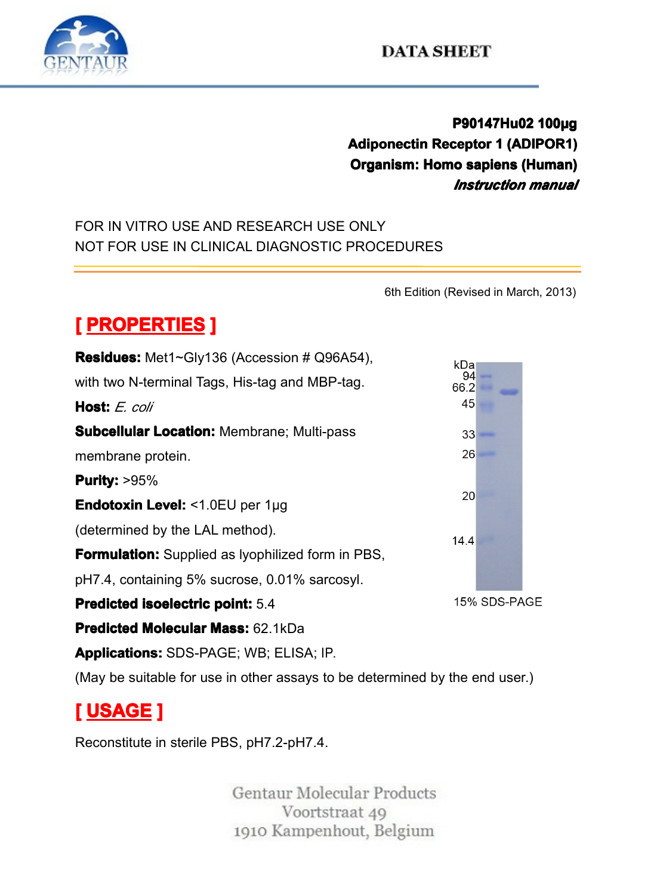# DATA SHEET

**P90147Hu02 100μg**
**Adiponectin Receptor 1 (ADIPOR1)**
**Organism: Homo sapiens (Human)**
***Instruction manual***

FOR IN VITRO USE AND RESEARCH USE ONLY
NOT FOR USE IN CLINICAL DIAGNOSTIC PROCEDURES

6th Edition (Revised in March, 2013)

## [ PROPERTIES ]

**Residues:** Met1~Gly136 (Accession # Q96A54), with two N-terminal Tags, His-tag and MBP-tag.

**Host:** *E. coli*

**Subcellular Location:** Membrane; Multi-pass membrane protein.

**Purity:** >95%

**Endotoxin Level:** <1.0EU per 1μg (determined by the LAL method).

**Formulation:** Supplied as lyophilized form in PBS, pH7.4, containing 5% sucrose, 0.01% sarcosyl.

**Predicted isoelectric point:** 5.4

**Predicted Molecular Mass:** 62.1kDa

**Applications:** SDS-PAGE; WB; ELISA; IP.

(May be suitable for use in other assays to be determined by the end user.)

kDa: 94, 66.2, 45, 33, 26, 20, 14.4

15% SDS-PAGE

## [ USAGE ]

Reconstitute in sterile PBS, pH7.2-pH7.4.

Gentaur Molecular Products
Voortstraat 49
1910 Kampenhout, Belgium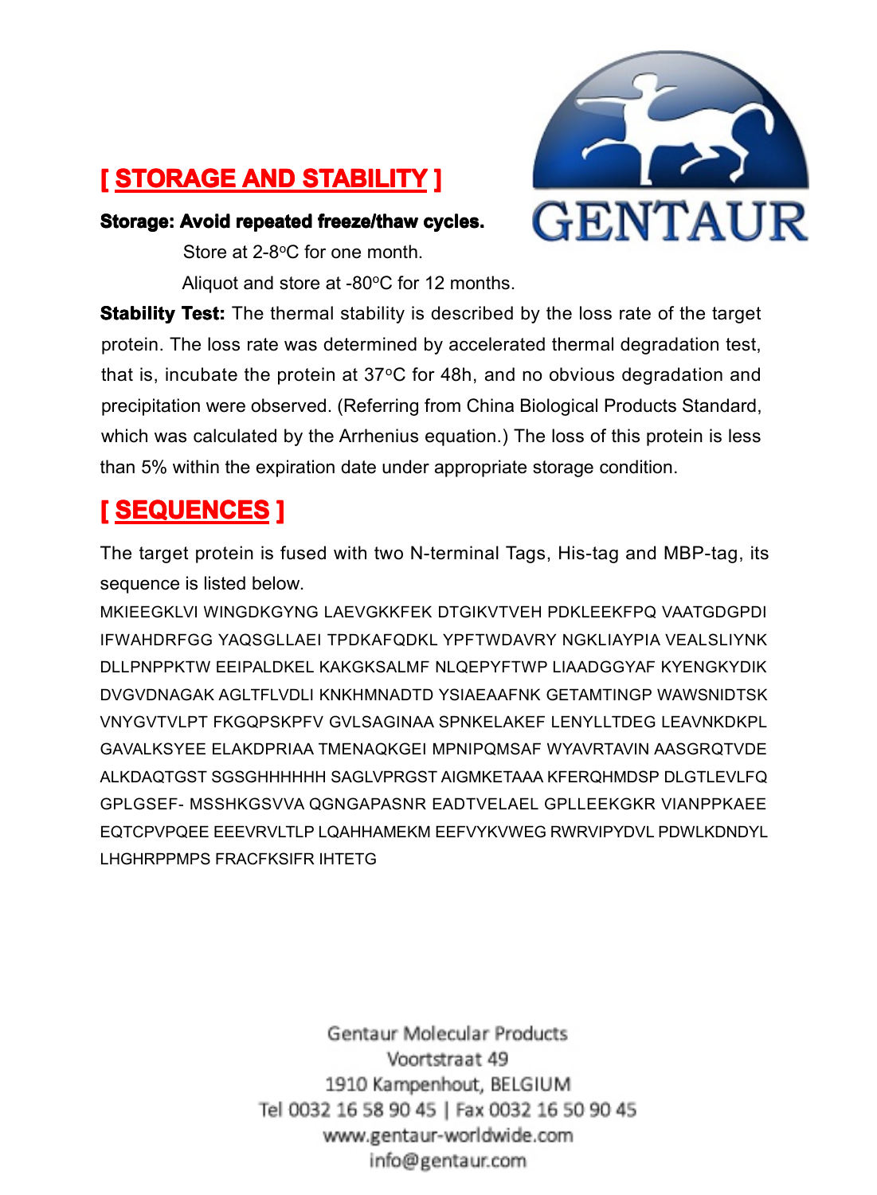## [ STORAGE AND STABILITY ]

**Storage: Avoid repeated freeze/thaw cycles.**

Store at 2-8°C for one month.

Aliquot and store at -80°C for 12 months.

**Stability Test:** The thermal stability is described by the loss rate of the target protein. The loss rate was determined by accelerated thermal degradation test, that is, incubate the protein at 37°C for 48h, and no obvious degradation and precipitation were observed. (Referring from China Biological Products Standard, which was calculated by the Arrhenius equation.) The loss of this protein is less than 5% within the expiration date under appropriate storage condition.

## [ SEQUENCES ]

The target protein is fused with two N-terminal Tags, His-tag and MBP-tag, its sequence is listed below.

MKIEEGKLVI WINGDKGYNG LAEVGKKFEK DTGIKVTVEH PDKLEEKFPQ VAATGDGPDI IFWAHDRFGG YAQSGLLAEI TPDKAFQDKL YPFTWDAVRY NGKLIAYPIA VEALSLIYNK DLLPNPPKTW EEIPALDKEL KAKGKSALMF NLQEPYFTWP LIAADGGYAF KYENGKYDIK DVGVDNAGAK AGLTFLVDLI KNKHMNADTD YSIAEAAFNK GETAMTINGP WAWSNIDTSK VNYGVTVLPT FKGQPSKPFV GVLSAGINAA SPNKELAKEF LENYLLTDEG LEAVNKDKPL GAVALKSYEE ELAKDPRIAA TMENAQKGEI MPNIPQMSAF WYAVRTAVIN AASGRQTVDE ALKDAQTGST SGSGHHHHHH SAGLVPRGST AIGMKETAAA KFERQHMDSP DLGTLEVLFQ GPLGSEF- MSSHKGSVVA QGNGAPASNR EADTVELAEL GPLLEEKGKR VIANPPKAEE EQTCPVPQEE EEEVRVLTLP LQAHHAMEKM EEFVYKVWEG RWRVIPYDVL PDWLKDNDYL LHGHRPPMPS FRACFKSIFR IHTETG